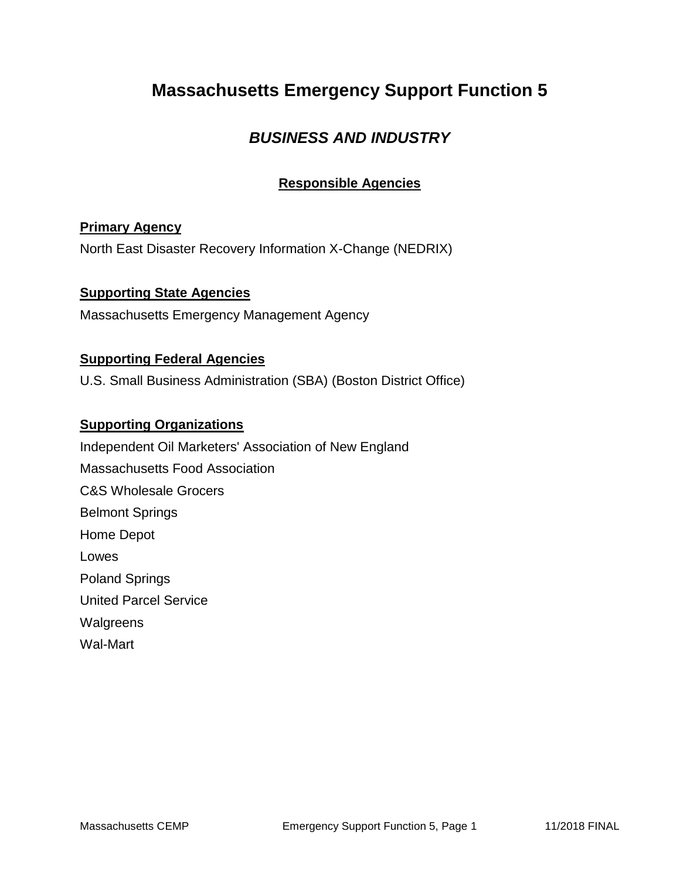# Massachusetts Emergency Support Function 5

## *BUSINESS AND INDUSTRY*

### Responsible Agencies

**Primary Agency**

North East Disaster Recovery Information X-Change (NEDRIX)

**Supporting State Agencies**

Massachusetts Emergency Management Agency

**Supporting Federal Agencies**

U.S. Small Business Administration (SBA) (Boston District Office)

**Supporting Organizations**

Independent Oil Marketers' Association of New England

Massachusetts Food Association

C&S Wholesale Grocers

Belmont Springs

Home Depot

Lowes

Poland Springs

United Parcel Service

Walgreens

Wal-Mart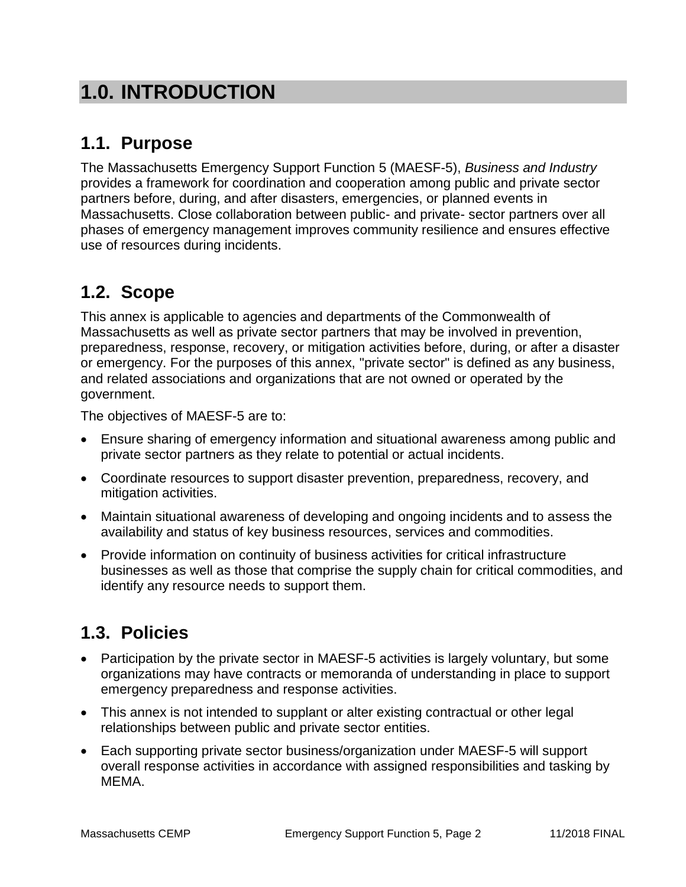# 1.0. INTRODUCTION

## 1.1. Purpose

The Massachusetts Emergency Support Function 5 (MAESF-5), *Business and Industry* provides a framework for coordination and cooperation among public and private sector partners before, during, and after disasters, emergencies, or planned events in Massachusetts. Close collaboration between public- and private- sector partners over all phases of emergency management improves community resilience and ensures effective use of resources during incidents.

## 1.2. Scope

This annex is applicable to agencies and departments of the Commonwealth of Massachusetts as well as private sector partners that may be involved in prevention, preparedness, response, recovery, or mitigation activities before, during, or after a disaster or emergency. For the purposes of this annex, "private sector" is defined as any business, and related associations and organizations that are not owned or operated by the government.

The objectives of MAESF-5 are to:

- Ensure sharing of emergency information and situational awareness among public and private sector partners as they relate to potential or actual incidents.
- Coordinate resources to support disaster prevention, preparedness, recovery, and mitigation activities.
- Maintain situational awareness of developing and ongoing incidents and to assess the availability and status of key business resources, services and commodities.
- Provide information on continuity of business activities for critical infrastructure businesses as well as those that comprise the supply chain for critical commodities, and identify any resource needs to support them.

## 1.3. Policies

- Participation by the private sector in MAESF-5 activities is largely voluntary, but some organizations may have contracts or memoranda of understanding in place to support emergency preparedness and response activities.
- This annex is not intended to supplant or alter existing contractual or other legal relationships between public and private sector entities.
- Each supporting private sector business/organization under MAESF-5 will support overall response activities in accordance with assigned responsibilities and tasking by MEMA.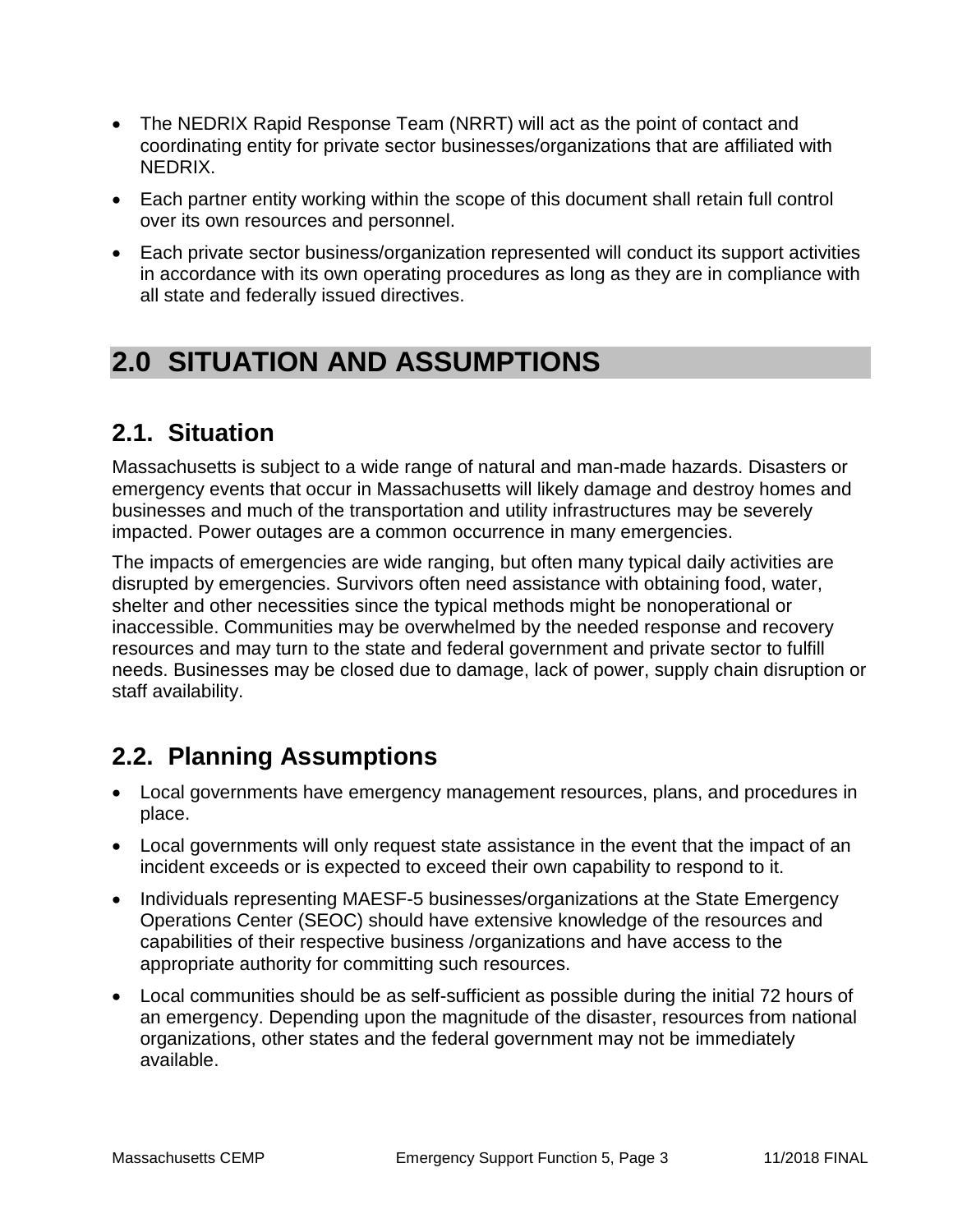- The NEDRIX Rapid Response Team (NRRT) will act as the point of contact and coordinating entity for private sector businesses/organizations that are affiliated with NEDRIX.
- Each partner entity working within the scope of this document shall retain full control over its own resources and personnel.
- Each private sector business/organization represented will conduct its support activities in accordance with its own operating procedures as long as they are in compliance with all state and federally issued directives.

# 2.0 SITUATION AND ASSUMPTIONS

## 2.1. Situation

Massachusetts is subject to a wide range of natural and man-made hazards. Disasters or emergency events that occur in Massachusetts will likely damage and destroy homes and businesses and much of the transportation and utility infrastructures may be severely impacted. Power outages are a common occurrence in many emergencies.

The impacts of emergencies are wide ranging, but often many typical daily activities are disrupted by emergencies. Survivors often need assistance with obtaining food, water, shelter and other necessities since the typical methods might be nonoperational or inaccessible. Communities may be overwhelmed by the needed response and recovery resources and may turn to the state and federal government and private sector to fulfill needs. Businesses may be closed due to damage, lack of power, supply chain disruption or staff availability.

## 2.2. Planning Assumptions

- Local governments have emergency management resources, plans, and procedures in place.
- Local governments will only request state assistance in the event that the impact of an incident exceeds or is expected to exceed their own capability to respond to it.
- Individuals representing MAESF-5 businesses/organizations at the State Emergency Operations Center (SEOC) should have extensive knowledge of the resources and capabilities of their respective business /organizations and have access to the appropriate authority for committing such resources.
- Local communities should be as self-sufficient as possible during the initial 72 hours of an emergency. Depending upon the magnitude of the disaster, resources from national organizations, other states and the federal government may not be immediately available.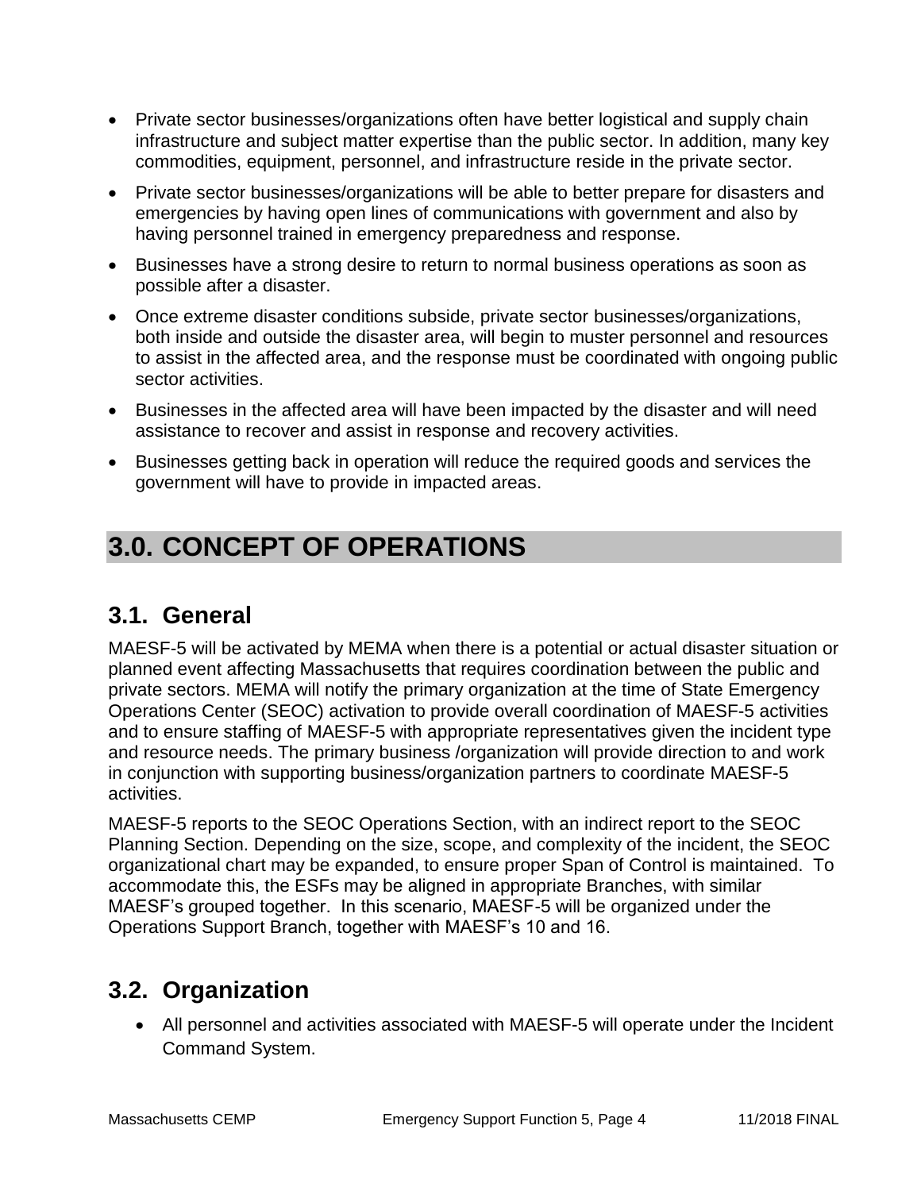- Private sector businesses/organizations often have better logistical and supply chain infrastructure and subject matter expertise than the public sector. In addition, many key commodities, equipment, personnel, and infrastructure reside in the private sector.
- Private sector businesses/organizations will be able to better prepare for disasters and emergencies by having open lines of communications with government and also by having personnel trained in emergency preparedness and response.
- Businesses have a strong desire to return to normal business operations as soon as possible after a disaster.
- Once extreme disaster conditions subside, private sector businesses/organizations, both inside and outside the disaster area, will begin to muster personnel and resources to assist in the affected area, and the response must be coordinated with ongoing public sector activities.
- Businesses in the affected area will have been impacted by the disaster and will need assistance to recover and assist in response and recovery activities.
- Businesses getting back in operation will reduce the required goods and services the government will have to provide in impacted areas.

# 3.0. CONCEPT OF OPERATIONS

## 3.1. General

MAESF-5 will be activated by MEMA when there is a potential or actual disaster situation or planned event affecting Massachusetts that requires coordination between the public and private sectors. MEMA will notify the primary organization at the time of State Emergency Operations Center (SEOC) activation to provide overall coordination of MAESF-5 activities and to ensure staffing of MAESF-5 with appropriate representatives given the incident type and resource needs. The primary business /organization will provide direction to and work in conjunction with supporting business/organization partners to coordinate MAESF-5 activities.

MAESF-5 reports to the SEOC Operations Section, with an indirect report to the SEOC Planning Section. Depending on the size, scope, and complexity of the incident, the SEOC organizational chart may be expanded, to ensure proper Span of Control is maintained. To accommodate this, the ESFs may be aligned in appropriate Branches, with similar MAESF's grouped together. In this scenario, MAESF-5 will be organized under the Operations Support Branch, together with MAESF's 10 and 16.

## 3.2. Organization

- All personnel and activities associated with MAESF-5 will operate under the Incident Command System.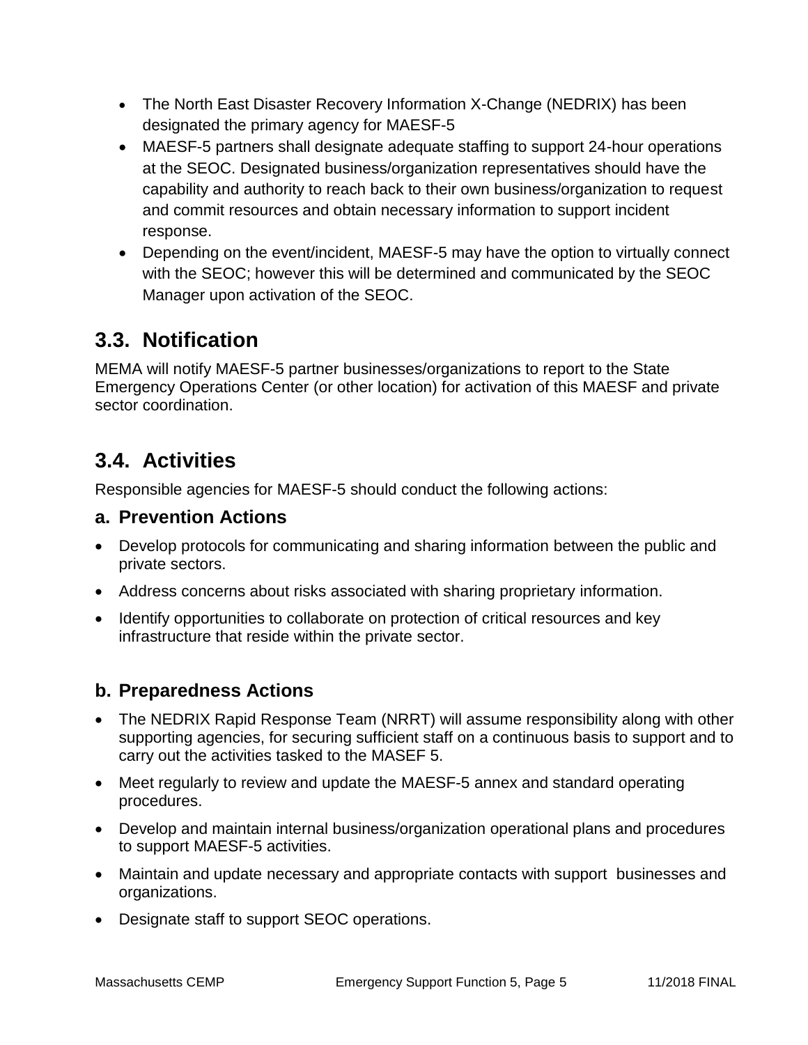- The North East Disaster Recovery Information X-Change (NEDRIX) has been designated the primary agency for MAESF-5
- MAESF-5 partners shall designate adequate staffing to support 24-hour operations at the SEOC. Designated business/organization representatives should have the capability and authority to reach back to their own business/organization to request and commit resources and obtain necessary information to support incident response.
- Depending on the event/incident, MAESF-5 may have the option to virtually connect with the SEOC; however this will be determined and communicated by the SEOC Manager upon activation of the SEOC.

## 3.3. Notification

MEMA will notify MAESF-5 partner businesses/organizations to report to the State Emergency Operations Center (or other location) for activation of this MAESF and private sector coordination.

## 3.4. Activities

Responsible agencies for MAESF-5 should conduct the following actions:

### a. Prevention Actions

- Develop protocols for communicating and sharing information between the public and private sectors.
- Address concerns about risks associated with sharing proprietary information.
- Identify opportunities to collaborate on protection of critical resources and key infrastructure that reside within the private sector.

### b. Preparedness Actions

- The NEDRIX Rapid Response Team (NRRT) will assume responsibility along with other supporting agencies, for securing sufficient staff on a continuous basis to support and to carry out the activities tasked to the MASEF 5.
- Meet regularly to review and update the MAESF-5 annex and standard operating procedures.
- Develop and maintain internal business/organization operational plans and procedures to support MAESF-5 activities.
- Maintain and update necessary and appropriate contacts with support businesses and organizations.
- Designate staff to support SEOC operations.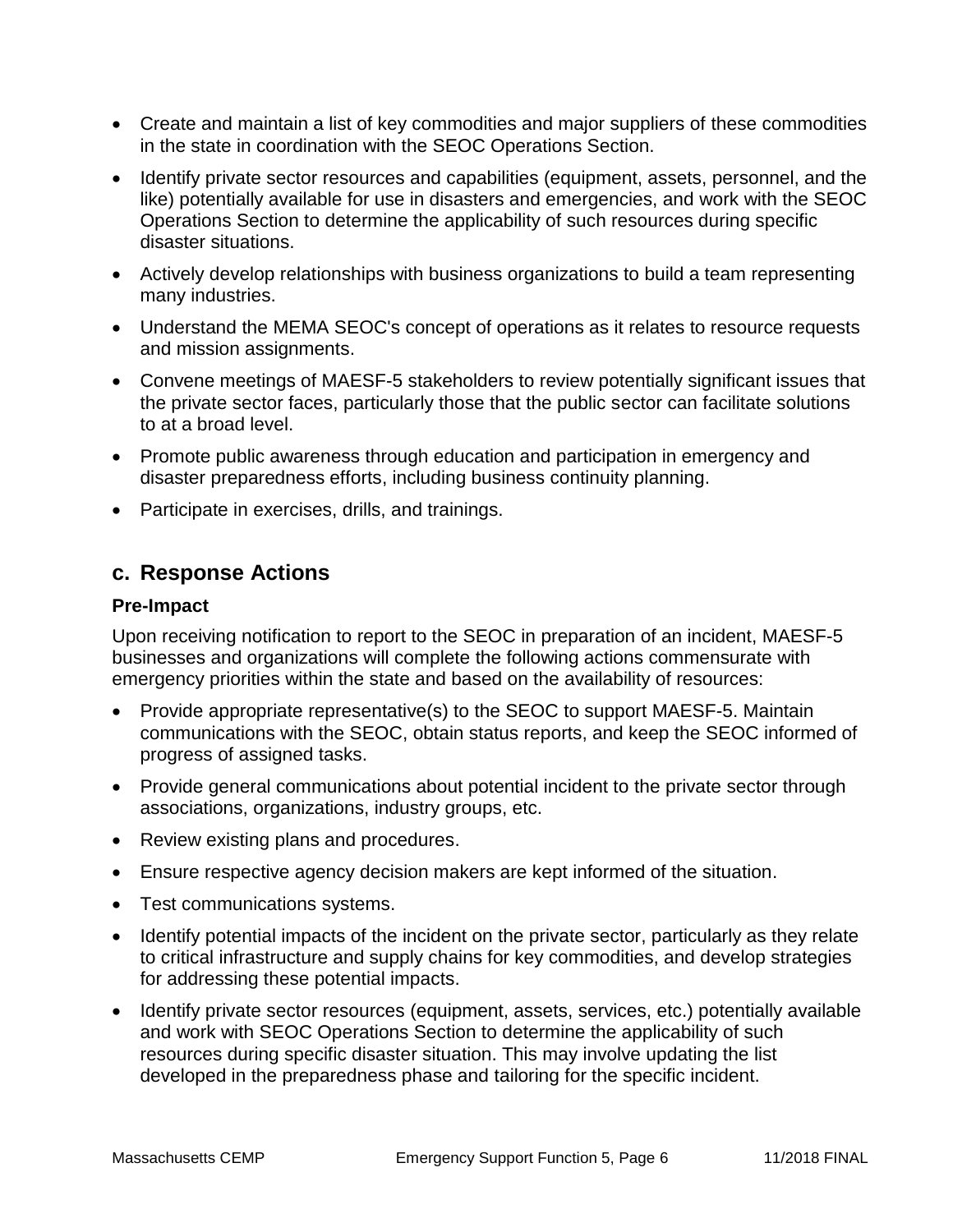- Create and maintain a list of key commodities and major suppliers of these commodities in the state in coordination with the SEOC Operations Section.
- Identify private sector resources and capabilities (equipment, assets, personnel, and the like) potentially available for use in disasters and emergencies, and work with the SEOC Operations Section to determine the applicability of such resources during specific disaster situations.
- Actively develop relationships with business organizations to build a team representing many industries.
- Understand the MEMA SEOC's concept of operations as it relates to resource requests and mission assignments.
- Convene meetings of MAESF-5 stakeholders to review potentially significant issues that the private sector faces, particularly those that the public sector can facilitate solutions to at a broad level.
- Promote public awareness through education and participation in emergency and disaster preparedness efforts, including business continuity planning.
- Participate in exercises, drills, and trainings.

## c. Response Actions

**Pre-Impact**

Upon receiving notification to report to the SEOC in preparation of an incident, MAESF-5 businesses and organizations will complete the following actions commensurate with emergency priorities within the state and based on the availability of resources:

- Provide appropriate representative(s) to the SEOC to support MAESF-5. Maintain communications with the SEOC, obtain status reports, and keep the SEOC informed of progress of assigned tasks.
- Provide general communications about potential incident to the private sector through associations, organizations, industry groups, etc.
- Review existing plans and procedures.
- Ensure respective agency decision makers are kept informed of the situation.
- Test communications systems.
- Identify potential impacts of the incident on the private sector, particularly as they relate to critical infrastructure and supply chains for key commodities, and develop strategies for addressing these potential impacts.
- Identify private sector resources (equipment, assets, services, etc.) potentially available and work with SEOC Operations Section to determine the applicability of such resources during specific disaster situation. This may involve updating the list developed in the preparedness phase and tailoring for the specific incident.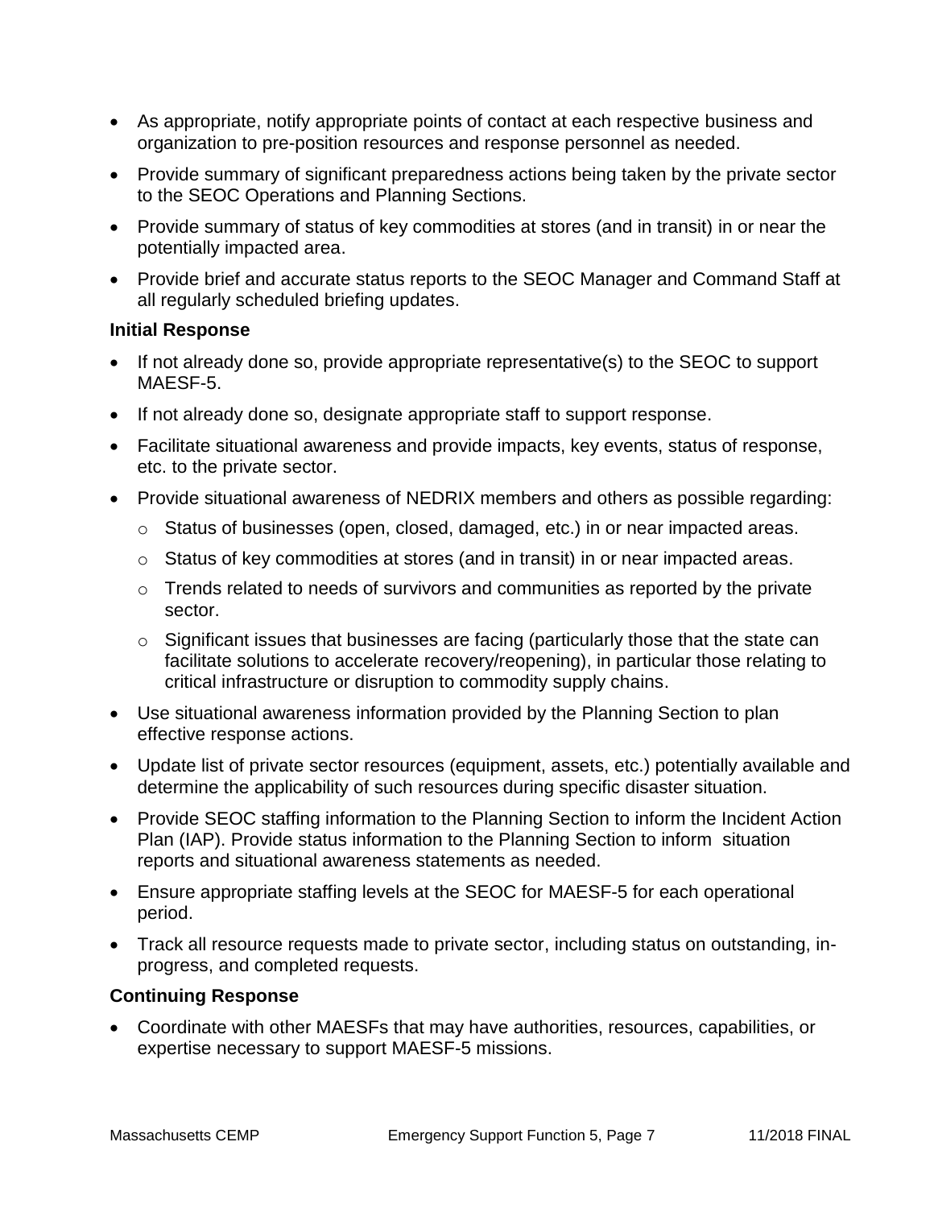- As appropriate, notify appropriate points of contact at each respective business and organization to pre-position resources and response personnel as needed.
- Provide summary of significant preparedness actions being taken by the private sector to the SEOC Operations and Planning Sections.
- Provide summary of status of key commodities at stores (and in transit) in or near the potentially impacted area.
- Provide brief and accurate status reports to the SEOC Manager and Command Staff at all regularly scheduled briefing updates.

**Initial Response**

- If not already done so, provide appropriate representative(s) to the SEOC to support MAESF-5.
- If not already done so, designate appropriate staff to support response.
- Facilitate situational awareness and provide impacts, key events, status of response, etc. to the private sector.
- Provide situational awareness of NEDRIX members and others as possible regarding:
    - Status of businesses (open, closed, damaged, etc.) in or near impacted areas.
    - Status of key commodities at stores (and in transit) in or near impacted areas.
    - Trends related to needs of survivors and communities as reported by the private sector.
    - Significant issues that businesses are facing (particularly those that the state can facilitate solutions to accelerate recovery/reopening), in particular those relating to critical infrastructure or disruption to commodity supply chains.
- Use situational awareness information provided by the Planning Section to plan effective response actions.
- Update list of private sector resources (equipment, assets, etc.) potentially available and determine the applicability of such resources during specific disaster situation.
- Provide SEOC staffing information to the Planning Section to inform the Incident Action Plan (IAP). Provide status information to the Planning Section to inform situation reports and situational awareness statements as needed.
- Ensure appropriate staffing levels at the SEOC for MAESF-5 for each operational period.
- Track all resource requests made to private sector, including status on outstanding, in-progress, and completed requests.

**Continuing Response**

- Coordinate with other MAESFs that may have authorities, resources, capabilities, or expertise necessary to support MAESF-5 missions.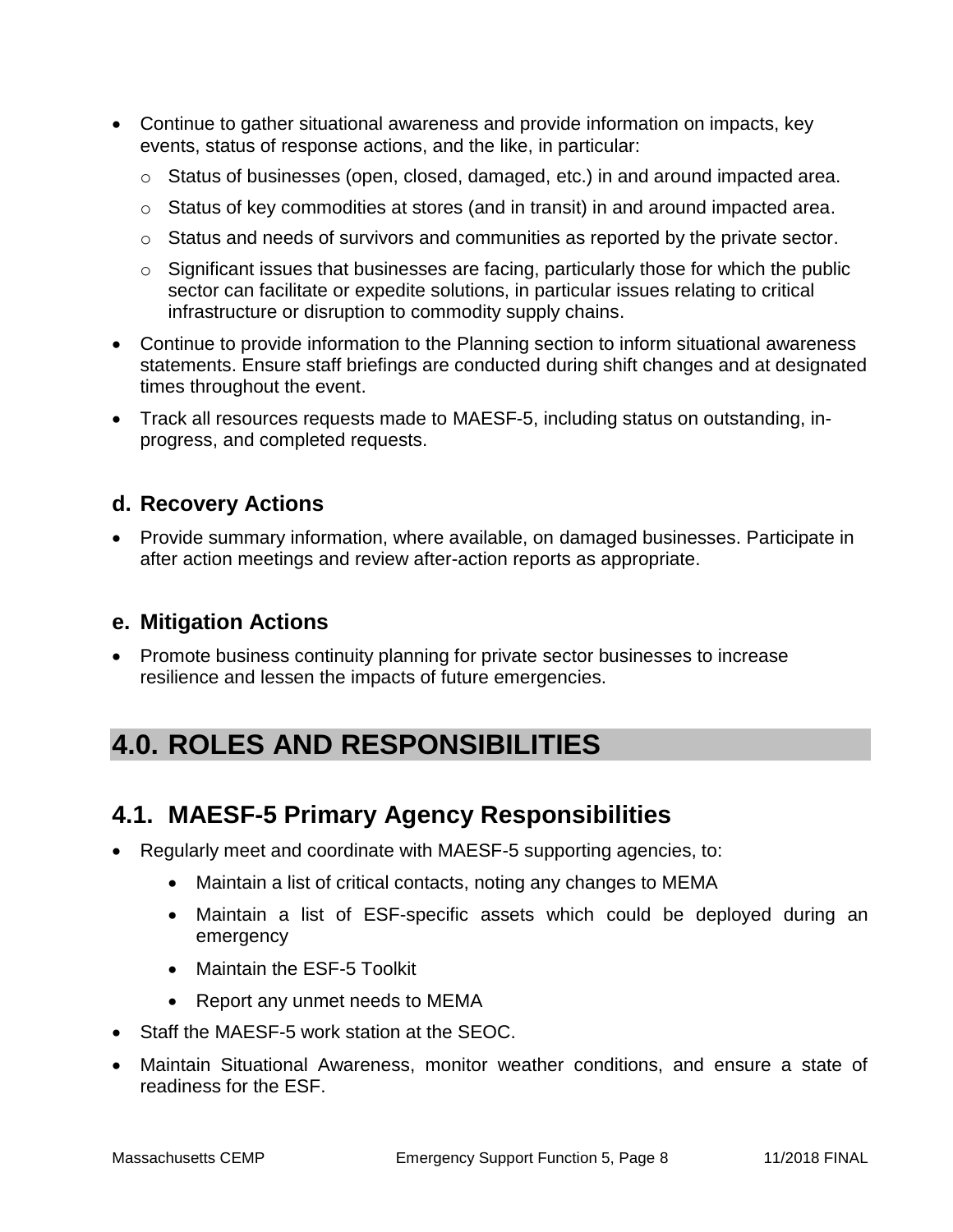- Continue to gather situational awareness and provide information on impacts, key events, status of response actions, and the like, in particular:
  - Status of businesses (open, closed, damaged, etc.) in and around impacted area.
  - Status of key commodities at stores (and in transit) in and around impacted area.
  - Status and needs of survivors and communities as reported by the private sector.
  - Significant issues that businesses are facing, particularly those for which the public sector can facilitate or expedite solutions, in particular issues relating to critical infrastructure or disruption to commodity supply chains.
- Continue to provide information to the Planning section to inform situational awareness statements. Ensure staff briefings are conducted during shift changes and at designated times throughout the event.
- Track all resources requests made to MAESF-5, including status on outstanding, in-progress, and completed requests.

### d. Recovery Actions

- Provide summary information, where available, on damaged businesses. Participate in after action meetings and review after-action reports as appropriate.

### e. Mitigation Actions

- Promote business continuity planning for private sector businesses to increase resilience and lessen the impacts of future emergencies.

# 4.0. ROLES AND RESPONSIBILITIES

## 4.1. MAESF-5 Primary Agency Responsibilities

- Regularly meet and coordinate with MAESF-5 supporting agencies, to:
  - Maintain a list of critical contacts, noting any changes to MEMA
  - Maintain a list of ESF-specific assets which could be deployed during an emergency
  - Maintain the ESF-5 Toolkit
  - Report any unmet needs to MEMA
- Staff the MAESF-5 work station at the SEOC.
- Maintain Situational Awareness, monitor weather conditions, and ensure a state of readiness for the ESF.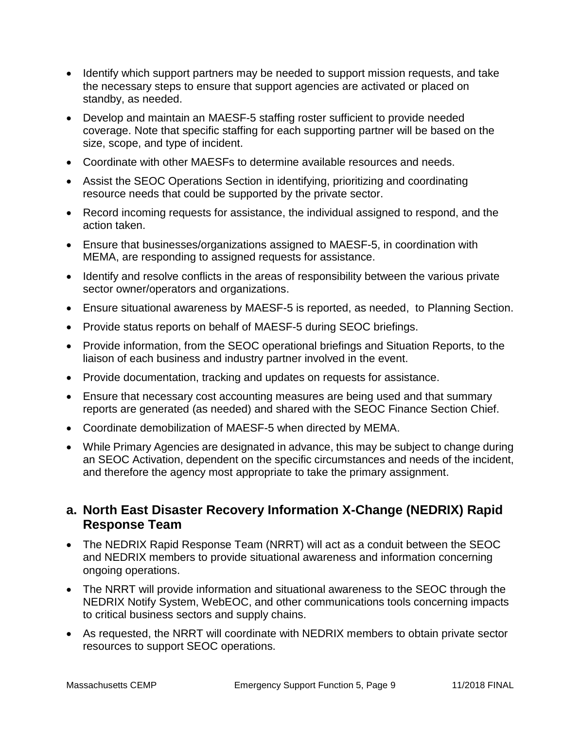- Identify which support partners may be needed to support mission requests, and take the necessary steps to ensure that support agencies are activated or placed on standby, as needed.
- Develop and maintain an MAESF-5 staffing roster sufficient to provide needed coverage. Note that specific staffing for each supporting partner will be based on the size, scope, and type of incident.
- Coordinate with other MAESFs to determine available resources and needs.
- Assist the SEOC Operations Section in identifying, prioritizing and coordinating resource needs that could be supported by the private sector.
- Record incoming requests for assistance, the individual assigned to respond, and the action taken.
- Ensure that businesses/organizations assigned to MAESF-5, in coordination with MEMA, are responding to assigned requests for assistance.
- Identify and resolve conflicts in the areas of responsibility between the various private sector owner/operators and organizations.
- Ensure situational awareness by MAESF-5 is reported, as needed, to Planning Section.
- Provide status reports on behalf of MAESF-5 during SEOC briefings.
- Provide information, from the SEOC operational briefings and Situation Reports, to the liaison of each business and industry partner involved in the event.
- Provide documentation, tracking and updates on requests for assistance.
- Ensure that necessary cost accounting measures are being used and that summary reports are generated (as needed) and shared with the SEOC Finance Section Chief.
- Coordinate demobilization of MAESF-5 when directed by MEMA.
- While Primary Agencies are designated in advance, this may be subject to change during an SEOC Activation, dependent on the specific circumstances and needs of the incident, and therefore the agency most appropriate to take the primary assignment.

### a. North East Disaster Recovery Information X-Change (NEDRIX) Rapid Response Team

- The NEDRIX Rapid Response Team (NRRT) will act as a conduit between the SEOC and NEDRIX members to provide situational awareness and information concerning ongoing operations.
- The NRRT will provide information and situational awareness to the SEOC through the NEDRIX Notify System, WebEOC, and other communications tools concerning impacts to critical business sectors and supply chains.
- As requested, the NRRT will coordinate with NEDRIX members to obtain private sector resources to support SEOC operations.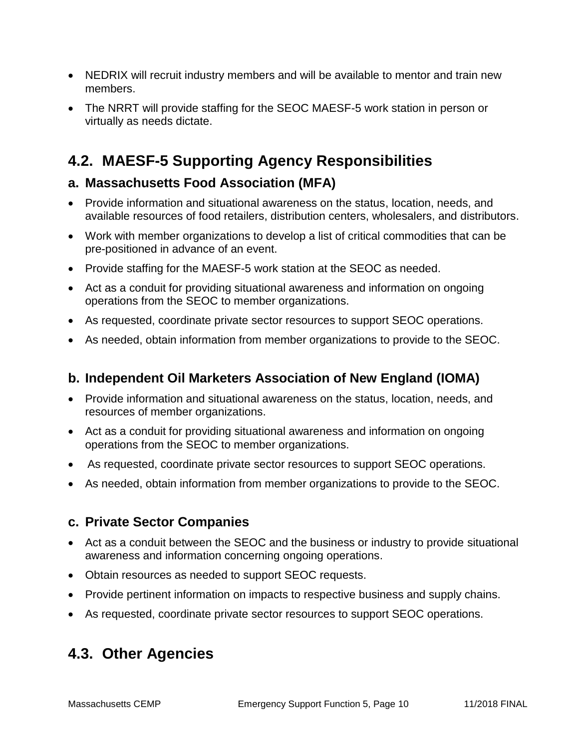- NEDRIX will recruit industry members and will be available to mentor and train new members.
- The NRRT will provide staffing for the SEOC MAESF-5 work station in person or virtually as needs dictate.

## 4.2. MAESF-5 Supporting Agency Responsibilities

### a. Massachusetts Food Association (MFA)

- Provide information and situational awareness on the status, location, needs, and available resources of food retailers, distribution centers, wholesalers, and distributors.
- Work with member organizations to develop a list of critical commodities that can be pre-positioned in advance of an event.
- Provide staffing for the MAESF-5 work station at the SEOC as needed.
- Act as a conduit for providing situational awareness and information on ongoing operations from the SEOC to member organizations.
- As requested, coordinate private sector resources to support SEOC operations.
- As needed, obtain information from member organizations to provide to the SEOC.

### b. Independent Oil Marketers Association of New England (IOMA)

- Provide information and situational awareness on the status, location, needs, and resources of member organizations.
- Act as a conduit for providing situational awareness and information on ongoing operations from the SEOC to member organizations.
- As requested, coordinate private sector resources to support SEOC operations.
- As needed, obtain information from member organizations to provide to the SEOC.

### c. Private Sector Companies

- Act as a conduit between the SEOC and the business or industry to provide situational awareness and information concerning ongoing operations.
- Obtain resources as needed to support SEOC requests.
- Provide pertinent information on impacts to respective business and supply chains.
- As requested, coordinate private sector resources to support SEOC operations.

## 4.3. Other Agencies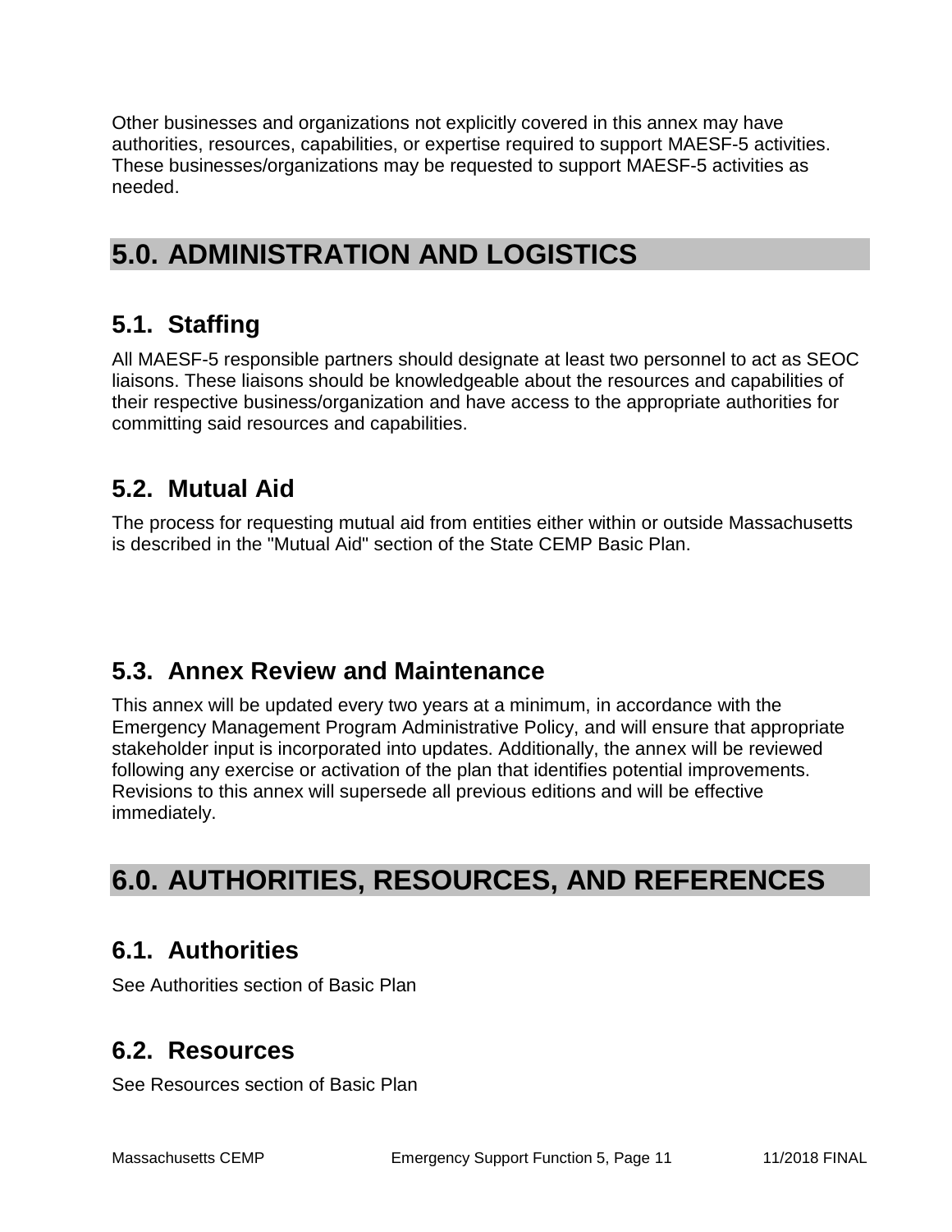Other businesses and organizations not explicitly covered in this annex may have authorities, resources, capabilities, or expertise required to support MAESF-5 activities. These businesses/organizations may be requested to support MAESF-5 activities as needed.

# 5.0. ADMINISTRATION AND LOGISTICS

## 5.1. Staffing

All MAESF-5 responsible partners should designate at least two personnel to act as SEOC liaisons. These liaisons should be knowledgeable about the resources and capabilities of their respective business/organization and have access to the appropriate authorities for committing said resources and capabilities.

## 5.2. Mutual Aid

The process for requesting mutual aid from entities either within or outside Massachusetts is described in the "Mutual Aid" section of the State CEMP Basic Plan.

## 5.3. Annex Review and Maintenance

This annex will be updated every two years at a minimum, in accordance with the Emergency Management Program Administrative Policy, and will ensure that appropriate stakeholder input is incorporated into updates. Additionally, the annex will be reviewed following any exercise or activation of the plan that identifies potential improvements. Revisions to this annex will supersede all previous editions and will be effective immediately.

# 6.0. AUTHORITIES, RESOURCES, AND REFERENCES

## 6.1. Authorities

See Authorities section of Basic Plan

## 6.2. Resources

See Resources section of Basic Plan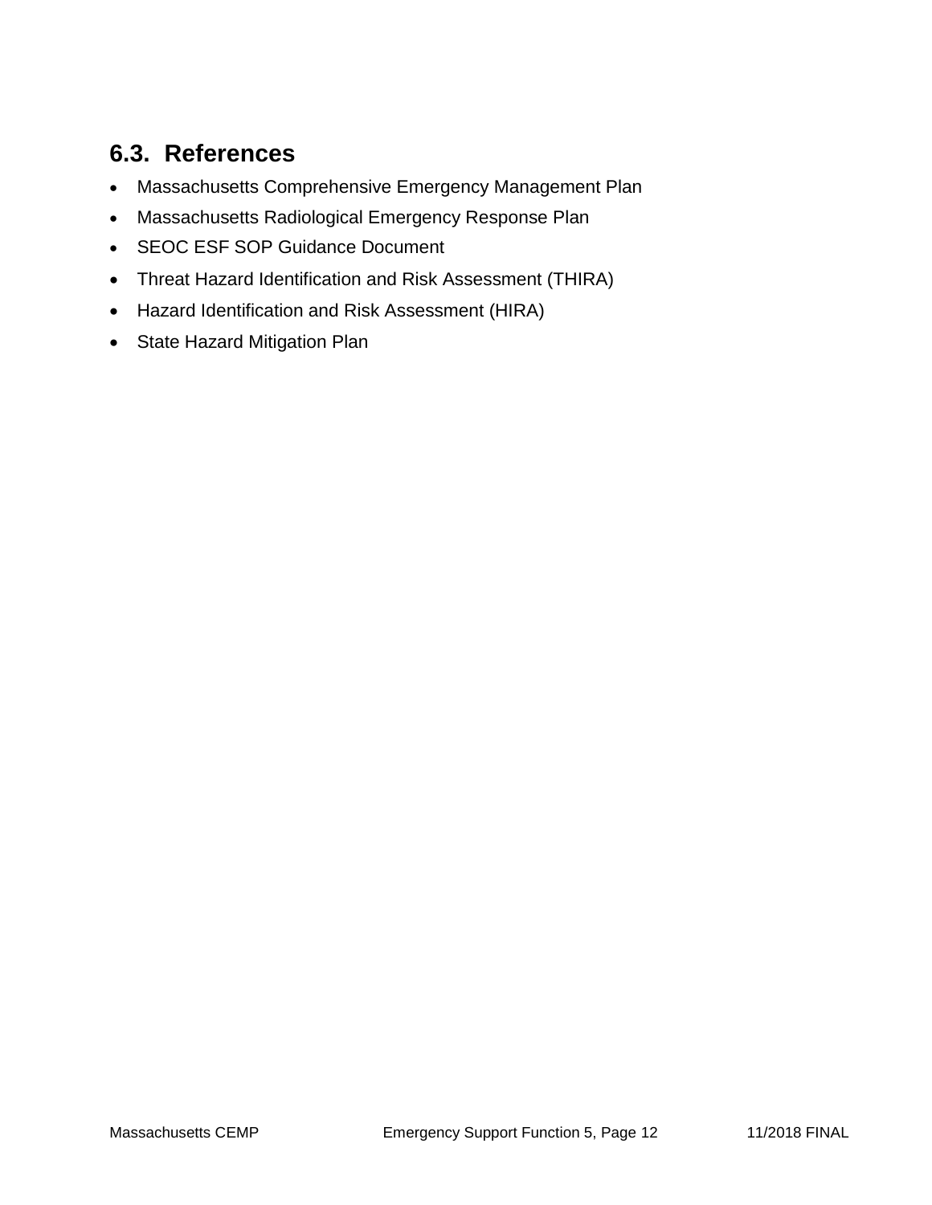## 6.3. References

- Massachusetts Comprehensive Emergency Management Plan
- Massachusetts Radiological Emergency Response Plan
- SEOC ESF SOP Guidance Document
- Threat Hazard Identification and Risk Assessment (THIRA)
- Hazard Identification and Risk Assessment (HIRA)
- State Hazard Mitigation Plan